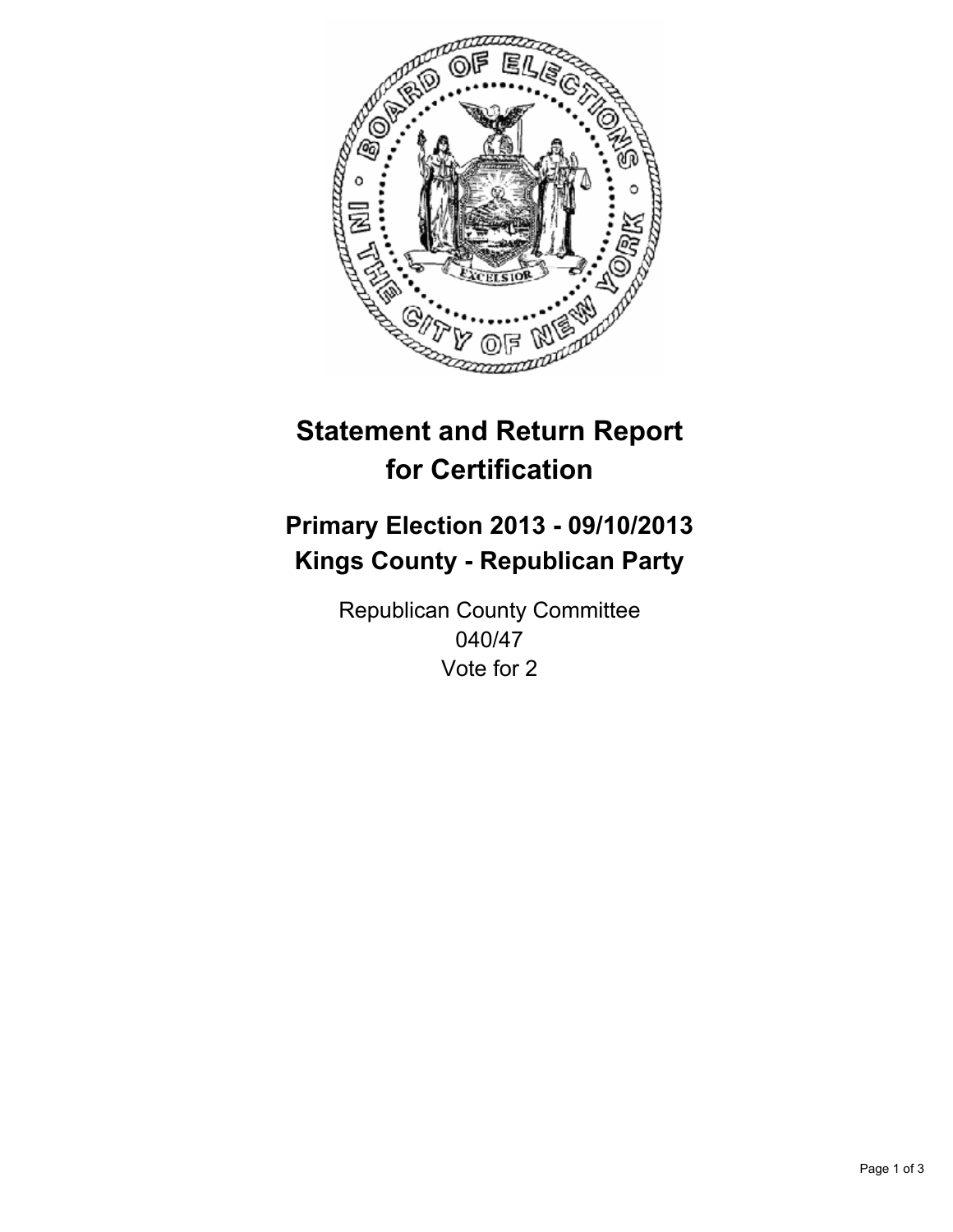# Statement and Return Report for Certification

## Primary Election 2013 - 09/10/2013
## Kings County - Republican Party

Republican County Committee
040/47
Vote for 2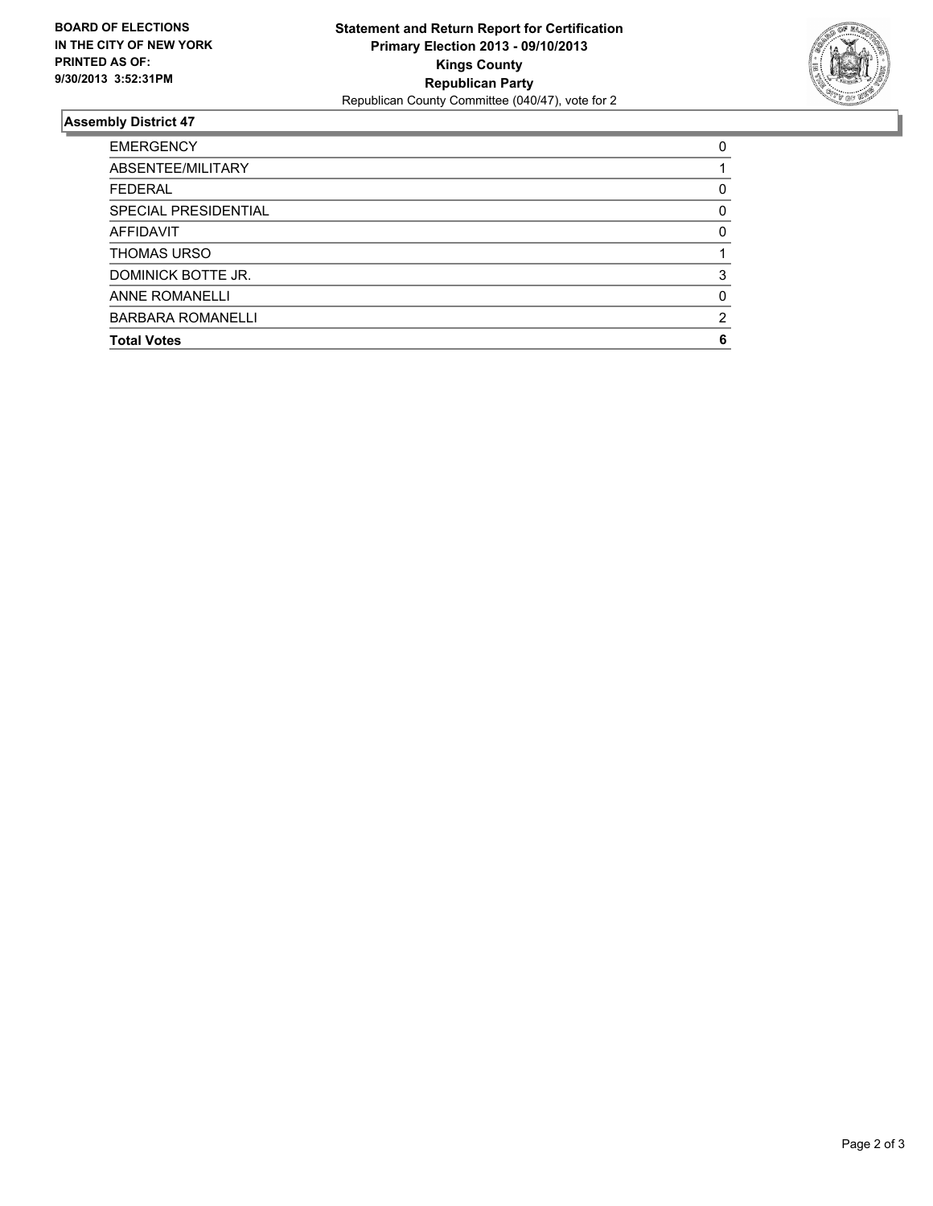**BOARD OF ELECTIONS IN THE CITY OF NEW YORK PRINTED AS OF: 9/30/2013 3:52:31PM**

**Statement and Return Report for Certification**
**Primary Election 2013 - 09/10/2013**
**Kings County**
**Republican Party**
Republican County Committee (040/47), vote for 2

### Assembly District 47

| | |
|---|---|
| EMERGENCY | 0 |
| ABSENTEE/MILITARY | 1 |
| FEDERAL | 0 |
| SPECIAL PRESIDENTIAL | 0 |
| AFFIDAVIT | 0 |
| THOMAS URSO | 1 |
| DOMINICK BOTTE JR. | 3 |
| ANNE ROMANELLI | 0 |
| BARBARA ROMANELLI | 2 |
| **Total Votes** | **6** |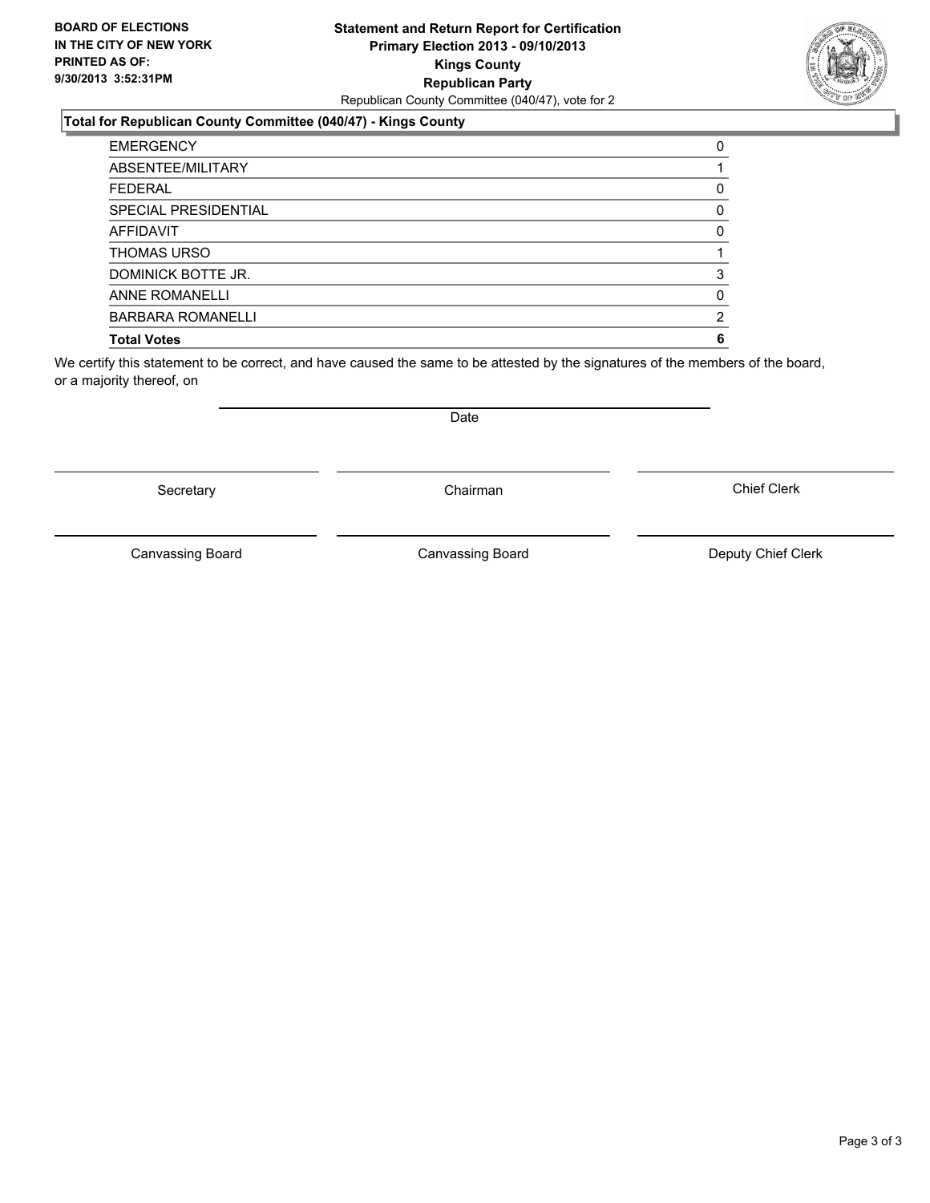**BOARD OF ELECTIONS IN THE CITY OF NEW YORK PRINTED AS OF: 9/30/2013 3:52:31PM**

**Statement and Return Report for Certification**
**Primary Election 2013 - 09/10/2013**
**Kings County**
**Republican Party**
Republican County Committee (040/47), vote for 2

### Total for Republican County Committee (040/47) - Kings County

| | |
|---|---|
| EMERGENCY | 0 |
| ABSENTEE/MILITARY | 1 |
| FEDERAL | 0 |
| SPECIAL PRESIDENTIAL | 0 |
| AFFIDAVIT | 0 |
| THOMAS URSO | 1 |
| DOMINICK BOTTE JR. | 3 |
| ANNE ROMANELLI | 0 |
| BARBARA ROMANELLI | 2 |
| **Total Votes** | **6** |

We certify this statement to be correct, and have caused the same to be attested by the signatures of the members of the board, or a majority thereof, on

Date

Secretary

Chairman

Chief Clerk

Canvassing Board

Canvassing Board

Deputy Chief Clerk